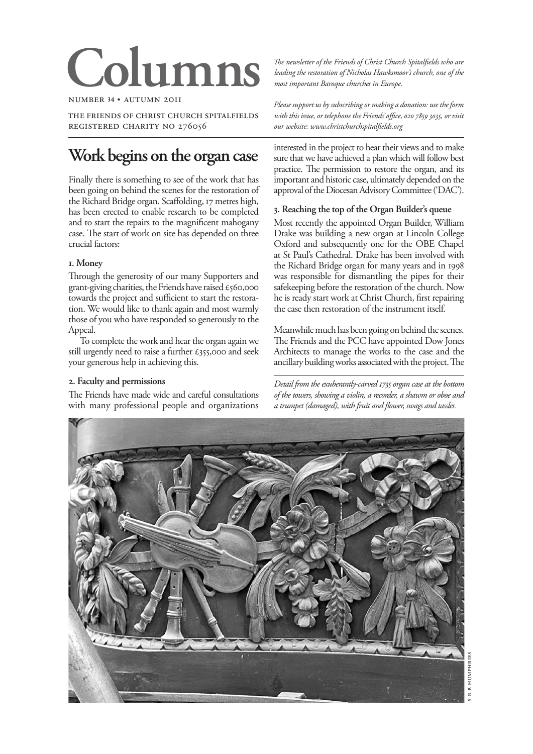# Columns

NUMBER 34 • AUTUMN 2011

THE FRIENDS OF CHRIST CHURCH SPITALFIELDS
REGISTERED CHARITY NO 276056

*The newsletter of the Friends of Christ Church Spitalfields who are leading the restoration of Nicholas Hawksmoor's church, one of the most important Baroque churches in Europe.*

*Please support us by subscribing or making a donation: use the form with this issue, or telephone the Friends' office, 020 7859 3035, or visit our website: www.christchurchspitalfields.org*

## Work begins on the organ case

Finally there is something to see of the work that has been going on behind the scenes for the restoration of the Richard Bridge organ. Scaffolding, 17 metres high, has been erected to enable research to be completed and to start the repairs to the magnificent mahogany case. The start of work on site has depended on three crucial factors:

### 1. Money

Through the generosity of our many Supporters and grant-giving charities, the Friends have raised £560,000 towards the project and sufficient to start the restoration. We would like to thank again and most warmly those of you who have responded so generously to the Appeal.

To complete the work and hear the organ again we still urgently need to raise a further £355,000 and seek your generous help in achieving this.

### 2. Faculty and permissions

The Friends have made wide and careful consultations with many professional people and organizations interested in the project to hear their views and to make sure that we have achieved a plan which will follow best practice. The permission to restore the organ, and its important and historic case, ultimately depended on the approval of the Diocesan Advisory Committee ('DAC').

### 3. Reaching the top of the Organ Builder's queue

Most recently the appointed Organ Builder, William Drake was building a new organ at Lincoln College Oxford and subsequently one for the OBE Chapel at St Paul's Cathedral. Drake has been involved with the Richard Bridge organ for many years and in 1998 was responsible for dismantling the pipes for their safekeeping before the restoration of the church. Now he is ready start work at Christ Church, first repairing the case then restoration of the instrument itself.

Meanwhile much has been going on behind the scenes. The Friends and the PCC have appointed Dow Jones Architects to manage the works to the case and the ancillary building works associated with the project. The

*Detail from the exuberantly-carved 1735 organ case at the bottom of the towers, showing a violin, a recorder, a shawm or oboe and a trumpet (damaged), with fruit and flower, swags and tassles.*

S R B HUMPHRIES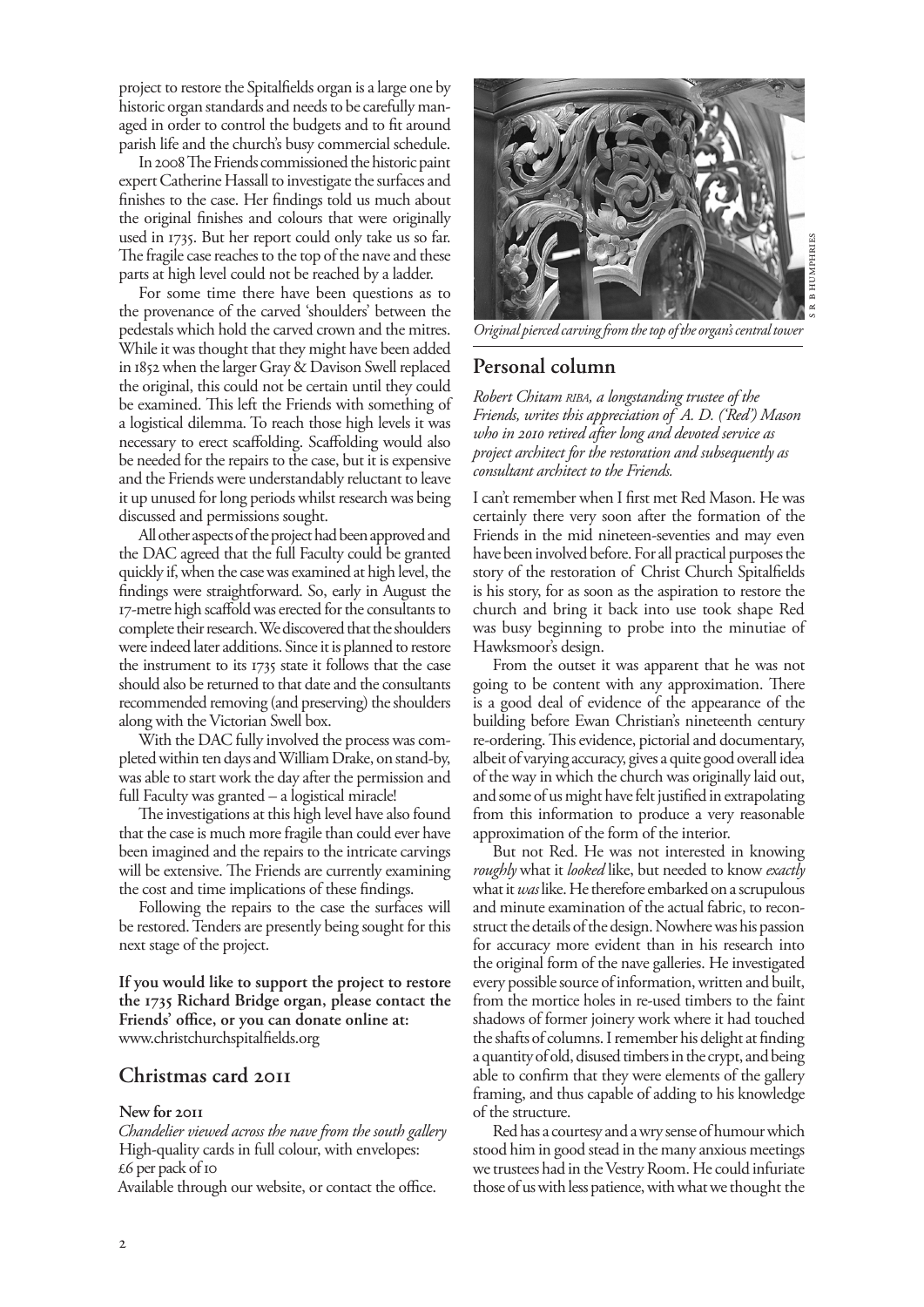project to restore the Spitalfields organ is a large one by historic organ standards and needs to be carefully managed in order to control the budgets and to fit around parish life and the church's busy commercial schedule.

In 2008 The Friends commissioned the historic paint expert Catherine Hassall to investigate the surfaces and finishes to the case. Her findings told us much about the original finishes and colours that were originally used in 1735. But her report could only take us so far. The fragile case reaches to the top of the nave and these parts at high level could not be reached by a ladder.

For some time there have been questions as to the provenance of the carved 'shoulders' between the pedestals which hold the carved crown and the mitres. While it was thought that they might have been added in 1852 when the larger Gray & Davison Swell replaced the original, this could not be certain until they could be examined. This left the Friends with something of a logistical dilemma. To reach those high levels it was necessary to erect scaffolding. Scaffolding would also be needed for the repairs to the case, but it is expensive and the Friends were understandably reluctant to leave it up unused for long periods whilst research was being discussed and permissions sought.

All other aspects of the project had been approved and the DAC agreed that the full Faculty could be granted quickly if, when the case was examined at high level, the findings were straightforward. So, early in August the 17-metre high scaffold was erected for the consultants to complete their research. We discovered that the shoulders were indeed later additions. Since it is planned to restore the instrument to its 1735 state it follows that the case should also be returned to that date and the consultants recommended removing (and preserving) the shoulders along with the Victorian Swell box.

With the DAC fully involved the process was completed within ten days and William Drake, on stand-by, was able to start work the day after the permission and full Faculty was granted – a logistical miracle!

The investigations at this high level have also found that the case is much more fragile than could ever have been imagined and the repairs to the intricate carvings will be extensive. The Friends are currently examining the cost and time implications of these findings.

Following the repairs to the case the surfaces will be restored. Tenders are presently being sought for this next stage of the project.

**If you would like to support the project to restore the 1735 Richard Bridge organ, please contact the Friends' office, or you can donate online at:** www.christchurchspitalfields.org

## Christmas card 2011

**New for 2011**

*Chandelier viewed across the nave from the south gallery*
High-quality cards in full colour, with envelopes:
£6 per pack of 10
Available through our website, or contact the office.

S R B HUMPHRIES

*Original pierced carving from the top of the organ's central tower*

## Personal column

*Robert Chitam RIBA, a longstanding trustee of the Friends, writes this appreciation of A. D. ('Red') Mason who in 2010 retired after long and devoted service as project architect for the restoration and subsequently as consultant architect to the Friends.*

I can't remember when I first met Red Mason. He was certainly there very soon after the formation of the Friends in the mid nineteen-seventies and may even have been involved before. For all practical purposes the story of the restoration of Christ Church Spitalfields is his story, for as soon as the aspiration to restore the church and bring it back into use took shape Red was busy beginning to probe into the minutiae of Hawksmoor's design.

From the outset it was apparent that he was not going to be content with any approximation. There is a good deal of evidence of the appearance of the building before Ewan Christian's nineteenth century re-ordering. This evidence, pictorial and documentary, albeit of varying accuracy, gives a quite good overall idea of the way in which the church was originally laid out, and some of us might have felt justified in extrapolating from this information to produce a very reasonable approximation of the form of the interior.

But not Red. He was not interested in knowing *roughly* what it *looked* like, but needed to know *exactly* what it *was* like. He therefore embarked on a scrupulous and minute examination of the actual fabric, to reconstruct the details of the design. Nowhere was his passion for accuracy more evident than in his research into the original form of the nave galleries. He investigated every possible source of information, written and built, from the mortice holes in re-used timbers to the faint shadows of former joinery work where it had touched the shafts of columns. I remember his delight at finding a quantity of old, disused timbers in the crypt, and being able to confirm that they were elements of the gallery framing, and thus capable of adding to his knowledge of the structure.

Red has a courtesy and a wry sense of humour which stood him in good stead in the many anxious meetings we trustees had in the Vestry Room. He could infuriate those of us with less patience, with what we thought the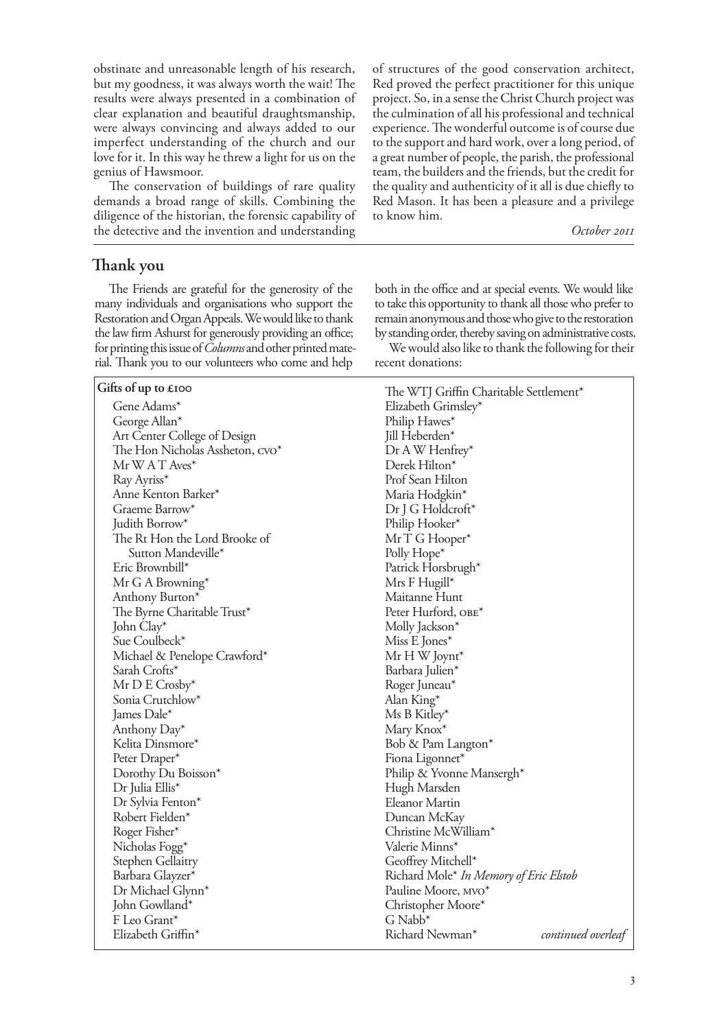obstinate and unreasonable length of his research, but my goodness, it was always worth the wait! The results were always presented in a combination of clear explanation and beautiful draughtsmanship, were always convincing and always added to our imperfect understanding of the church and our love for it. In this way he threw a light for us on the genius of Hawsmoor.

The conservation of buildings of rare quality demands a broad range of skills. Combining the diligence of the historian, the forensic capability of the detective and the invention and understanding of structures of the good conservation architect, Red proved the perfect practitioner for this unique project. So, in a sense the Christ Church project was the culmination of all his professional and technical experience. The wonderful outcome is of course due to the support and hard work, over a long period, of a great number of people, the parish, the professional team, the builders and the friends, but the credit for the quality and authenticity of it all is due chiefly to Red Mason. It has been a pleasure and a privilege to know him.

*October 2011*

## Thank you

The Friends are grateful for the generosity of the many individuals and organisations who support the Restoration and Organ Appeals. We would like to thank the law firm Ashurst for generously providing an office; for printing this issue of *Columns* and other printed material. Thank you to our volunteers who come and help both in the office and at special events. We would like to take this opportunity to thank all those who prefer to remain anonymous and those who give to the restoration by standing order, thereby saving on administrative costs.

We would also like to thank the following for their recent donations:

**Gifts of up to £100**

Gene Adams*
George Allan*
Art Center College of Design
The Hon Nicholas Assheton, CVO*
Mr W A T Aves*
Ray Ayriss*
Anne Kenton Barker*
Graeme Barrow*
Judith Borrow*
The Rt Hon the Lord Brooke of Sutton Mandeville*
Eric Brownbill*
Mr G A Browning*
Anthony Burton*
The Byrne Charitable Trust*
John Clay*
Sue Coulbeck*
Michael & Penelope Crawford*
Sarah Crofts*
Mr D E Crosby*
Sonia Crutchlow*
James Dale*
Anthony Day*
Kelita Dinsmore*
Peter Draper*
Dorothy Du Boisson*
Dr Julia Ellis*
Dr Sylvia Fenton*
Robert Fielden*
Roger Fisher*
Nicholas Fogg*
Stephen Gellaitry
Barbara Glayzer*
Dr Michael Glynn*
John Gowlland*
F Leo Grant*
Elizabeth Griffin*
The WTJ Griffin Charitable Settlement*
Elizabeth Grimsley*
Philip Hawes*
Jill Heberden*
Dr A W Henfrey*
Derek Hilton*
Prof Sean Hilton
Maria Hodgkin*
Dr J G Holdcroft*
Philip Hooker*
Mr T G Hooper*
Polly Hope*
Patrick Horsbrugh*
Mrs F Hugill*
Maitanne Hunt
Peter Hurford, OBE*
Molly Jackson*
Miss E Jones*
Mr H W Joynt*
Barbara Julien*
Roger Juneau*
Alan King*
Ms B Kitley*
Mary Knox*
Bob & Pam Langton*
Fiona Ligonnet*
Philip & Yvonne Mansergh*
Hugh Marsden
Eleanor Martin
Duncan McKay
Christine McWilliam*
Valerie Minns*
Geoffrey Mitchell*
Richard Mole* *In Memory of Eric Elstob*
Pauline Moore, MVO*
Christopher Moore*
G Nabb*
Richard Newman*

*continued overleaf*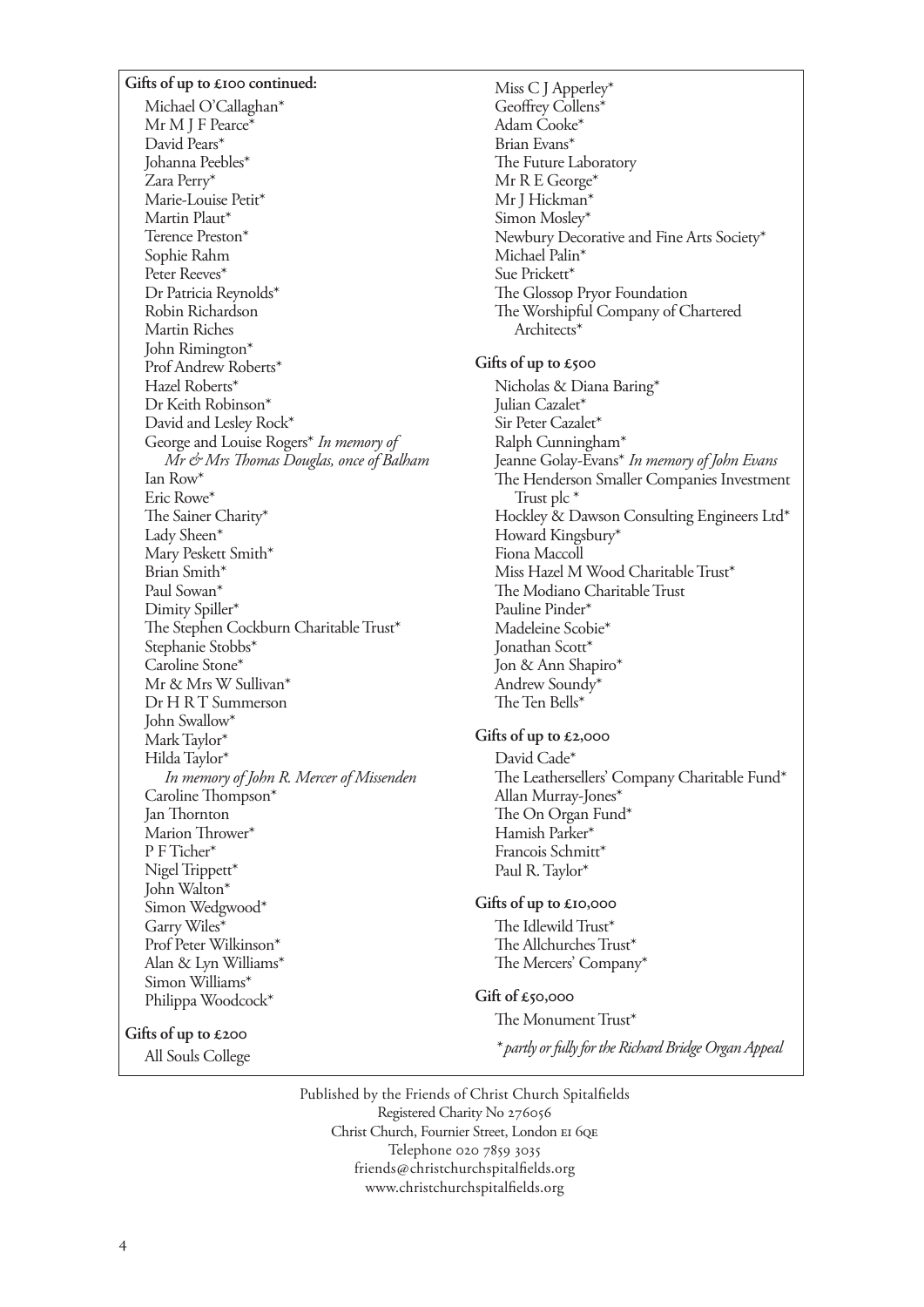**Gifts of up to £100 continued:**

Michael O'Callaghan*
Mr M J F Pearce*
David Pears*
Johanna Peebles*
Zara Perry*
Marie-Louise Petit*
Martin Plaut*
Terence Preston*
Sophie Rahm
Peter Reeves*
Dr Patricia Reynolds*
Robin Richardson
Martin Riches
John Rimington*
Prof Andrew Roberts*
Hazel Roberts*
Dr Keith Robinson*
David and Lesley Rock*
George and Louise Rogers* *In memory of Mr & Mrs Thomas Douglas, once of Balham*
Ian Row*
Eric Rowe*
The Sainer Charity*
Lady Sheen*
Mary Peskett Smith*
Brian Smith*
Paul Sowan*
Dimity Spiller*
The Stephen Cockburn Charitable Trust*
Stephanie Stobbs*
Caroline Stone*
Mr & Mrs W Sullivan*
Dr H R T Summerson
John Swallow*
Mark Taylor*
Hilda Taylor* *In memory of John R. Mercer of Missenden*
Caroline Thompson*
Jan Thornton
Marion Thrower*
P F Ticher*
Nigel Trippett*
John Walton*
Simon Wedgwood*
Garry Wiles*
Prof Peter Wilkinson*
Alan & Lyn Williams*
Simon Williams*
Philippa Woodcock*

**Gifts of up to £200**

All Souls College
Miss C J Apperley*
Geoffrey Collens*
Adam Cooke*
Brian Evans*
The Future Laboratory
Mr R E George*
Mr J Hickman*
Simon Mosley*
Newbury Decorative and Fine Arts Society*
Michael Palin*
Sue Prickett*
The Glossop Pryor Foundation
The Worshipful Company of Chartered Architects*

**Gifts of up to £500**

Nicholas & Diana Baring*
Julian Cazalet*
Sir Peter Cazalet*
Ralph Cunningham*
Jeanne Golay-Evans* *In memory of John Evans*
The Henderson Smaller Companies Investment Trust plc *
Hockley & Dawson Consulting Engineers Ltd*
Howard Kingsbury*
Fiona Maccoll
Miss Hazel M Wood Charitable Trust*
The Modiano Charitable Trust
Pauline Pinder*
Madeleine Scobie*
Jonathan Scott*
Jon & Ann Shapiro*
Andrew Soundy*
The Ten Bells*

**Gifts of up to £2,000**

David Cade*
The Leathersellers' Company Charitable Fund*
Allan Murray-Jones*
The On Organ Fund*
Hamish Parker*
Francois Schmitt*
Paul R. Taylor*

**Gifts of up to £10,000**

The Idlewild Trust*
The Allchurches Trust*
The Mercers' Company*

**Gift of £50,000**

The Monument Trust*

*\* partly or fully for the Richard Bridge Organ Appeal*

Published by the Friends of Christ Church Spitalfields
Registered Charity No 276056
Christ Church, Fournier Street, London E1 6QE
Telephone 020 7859 3035
friends@christchurchspitalfields.org
www.christchurchspitalfields.org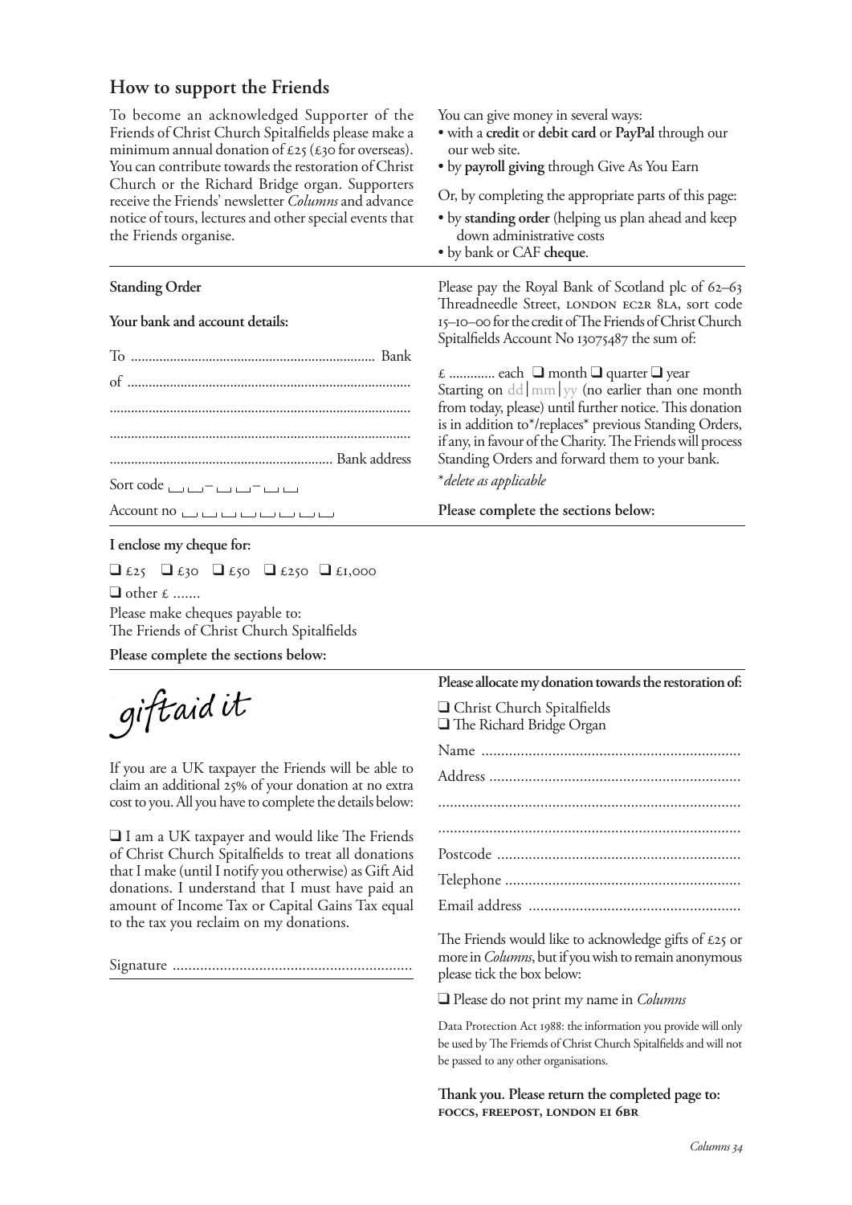## How to support the Friends

To become an acknowledged Supporter of the Friends of Christ Church Spitalfields please make a minimum annual donation of £25 (£30 for overseas). You can contribute towards the restoration of Christ Church or the Richard Bridge organ. Supporters receive the Friends' newsletter *Columns* and advance notice of tours, lectures and other special events that the Friends organise.

You can give money in several ways:

- with a **credit** or **debit card** or **PayPal** through our our web site.
- by **payroll giving** through Give As You Earn

Or, by completing the appropriate parts of this page:

- by **standing order** (helping us plan ahead and keep down administrative costs
- by bank or CAF **cheque**.

---

**Standing Order**

**Your bank and account details:**

To .................................................................. Bank

of ..............................................................................

...................................................................................

...................................................................................

.............................................................. Bank address

Sort code ⌴⌴–⌴⌴–⌴⌴

Account no ⌴⌴⌴⌴⌴⌴⌴⌴

Please pay the Royal Bank of Scotland plc of 62–63 Threadneedle Street, LONDON EC2R 8LA, sort code 15–10–00 for the credit of The Friends of Christ Church Spitalfields Account No 13075487 the sum of:

£ ............ each ❑ month ❑ quarter ❑ year
Starting on dd|mm|yy (no earlier than one month from today, please) until further notice. This donation is in addition to*/replaces* previous Standing Orders, if any, in favour of the Charity. The Friends will process Standing Orders and forward them to your bank.

**delete as applicable*

**Please complete the sections below:**

---

**I enclose my cheque for:**

❑ £25 ❑ £30 ❑ £50 ❑ £250 ❑ £1,000

❑ other £ .......

Please make cheques payable to:
The Friends of Christ Church Spitalfields

**Please complete the sections below:**

---

giftaid it

If you are a UK taxpayer the Friends will be able to claim an additional 25% of your donation at no extra cost to you. All you have to complete the details below:

❑ I am a UK taxpayer and would like The Friends of Christ Church Spitalfields to treat all donations that I make (until I notify you otherwise) as Gift Aid donations. I understand that I must have paid an amount of Income Tax or Capital Gains Tax equal to the tax you reclaim on my donations.

Signature ............................................................

**Please allocate my donation towards the restoration of:**

❑ Christ Church Spitalfields
❑ The Richard Bridge Organ

Name .................................................................

Address ...............................................................

...........................................................................

...........................................................................

Postcode .............................................................

Telephone ...........................................................

Email address .....................................................

The Friends would like to acknowledge gifts of £25 or more in *Columns*, but if you wish to remain anonymous please tick the box below:

❑ Please do not print my name in *Columns*

Data Protection Act 1988: the information you provide will only be used by The Friemds of Christ Church Spitalfields and will not be passed to any other organisations.

**Thank you. Please return the completed page to:**
**FOCCS, FREEPOST, LONDON E1 6BR**